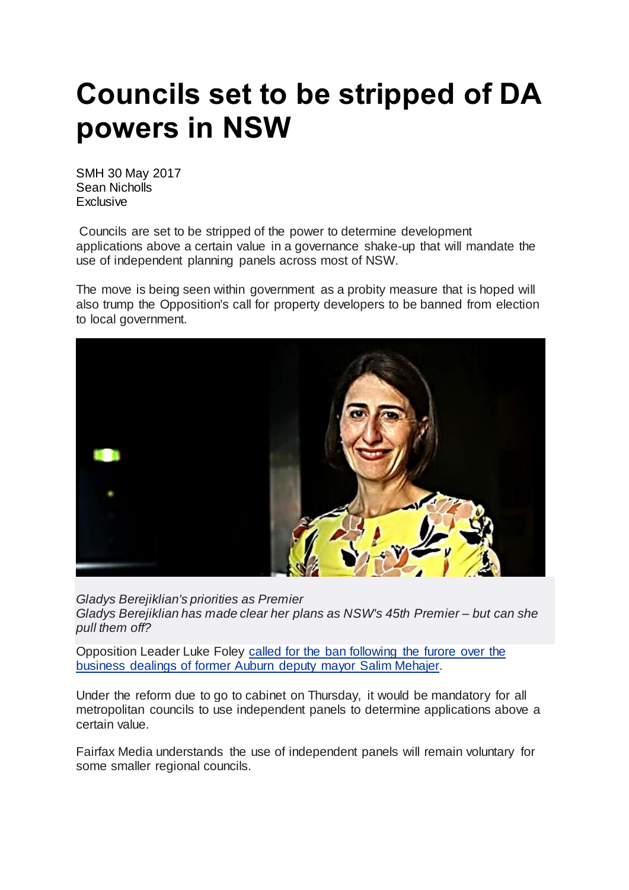# Councils set to be stripped of DA powers in NSW

SMH 30 May 2017
Sean Nicholls
Exclusive

Councils are set to be stripped of the power to determine development applications above a certain value in a governance shake-up that will mandate the use of independent planning panels across most of NSW.

The move is being seen within government as a probity measure that is hoped will also trump the Opposition's call for property developers to be banned from election to local government.

*Gladys Berejiklian's priorities as Premier*
*Gladys Berejiklian has made clear her plans as NSW's 45th Premier – but can she pull them off?*

Opposition Leader Luke Foley [called for the ban following the furore over the business dealings of former Auburn deputy mayor Salim Mehajer](#).

Under the reform due to go to cabinet on Thursday, it would be mandatory for all metropolitan councils to use independent panels to determine applications above a certain value.

Fairfax Media understands the use of independent panels will remain voluntary for some smaller regional councils.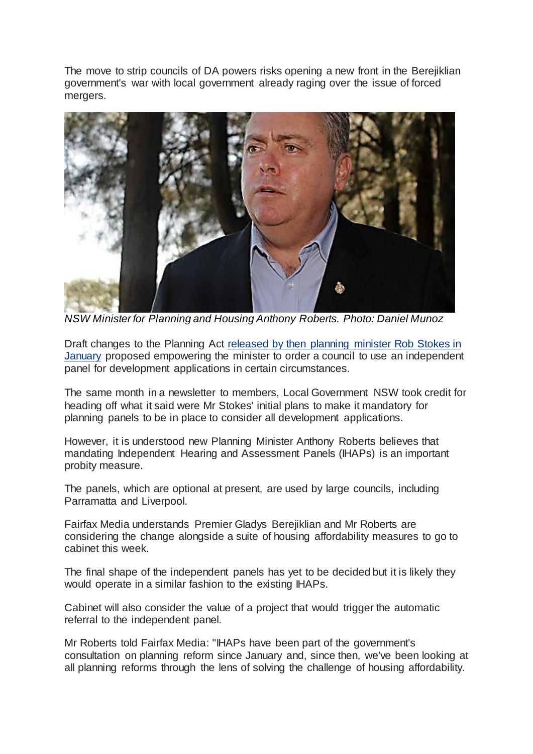The move to strip councils of DA powers risks opening a new front in the Berejiklian government's war with local government already raging over the issue of forced mergers.

*NSW Minister for Planning and Housing Anthony Roberts. Photo: Daniel Munoz*

Draft changes to the Planning Act [released by then planning minister Rob Stokes in January]() proposed empowering the minister to order a council to use an independent panel for development applications in certain circumstances.

The same month in a newsletter to members, Local Government NSW took credit for heading off what it said were Mr Stokes' initial plans to make it mandatory for planning panels to be in place to consider all development applications.

However, it is understood new Planning Minister Anthony Roberts believes that mandating Independent Hearing and Assessment Panels (IHAPs) is an important probity measure.

The panels, which are optional at present, are used by large councils, including Parramatta and Liverpool.

Fairfax Media understands Premier Gladys Berejiklian and Mr Roberts are considering the change alongside a suite of housing affordability measures to go to cabinet this week.

The final shape of the independent panels has yet to be decided but it is likely they would operate in a similar fashion to the existing IHAPs.

Cabinet will also consider the value of a project that would trigger the automatic referral to the independent panel.

Mr Roberts told Fairfax Media: "IHAPs have been part of the government's consultation on planning reform since January and, since then, we've been looking at all planning reforms through the lens of solving the challenge of housing affordability.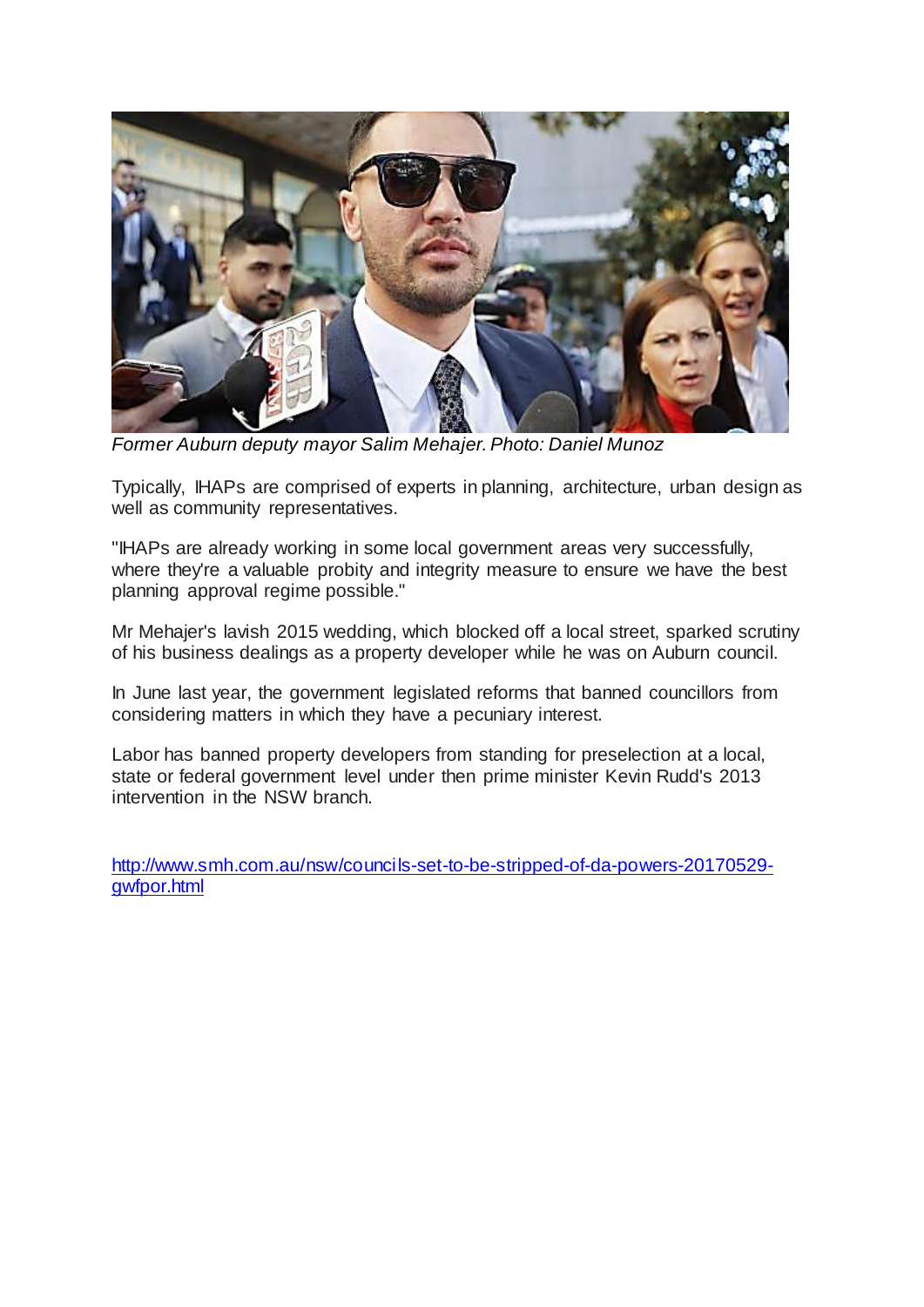*Former Auburn deputy mayor Salim Mehajer. Photo: Daniel Munoz*

Typically, IHAPs are comprised of experts in planning, architecture, urban design as well as community representatives.

"IHAPs are already working in some local government areas very successfully, where they're a valuable probity and integrity measure to ensure we have the best planning approval regime possible."

Mr Mehajer's lavish 2015 wedding, which blocked off a local street, sparked scrutiny of his business dealings as a property developer while he was on Auburn council.

In June last year, the government legislated reforms that banned councillors from considering matters in which they have a pecuniary interest.

Labor has banned property developers from standing for preselection at a local, state or federal government level under then prime minister Kevin Rudd's 2013 intervention in the NSW branch.

http://www.smh.com.au/nsw/councils-set-to-be-stripped-of-da-powers-20170529-gwfpor.html